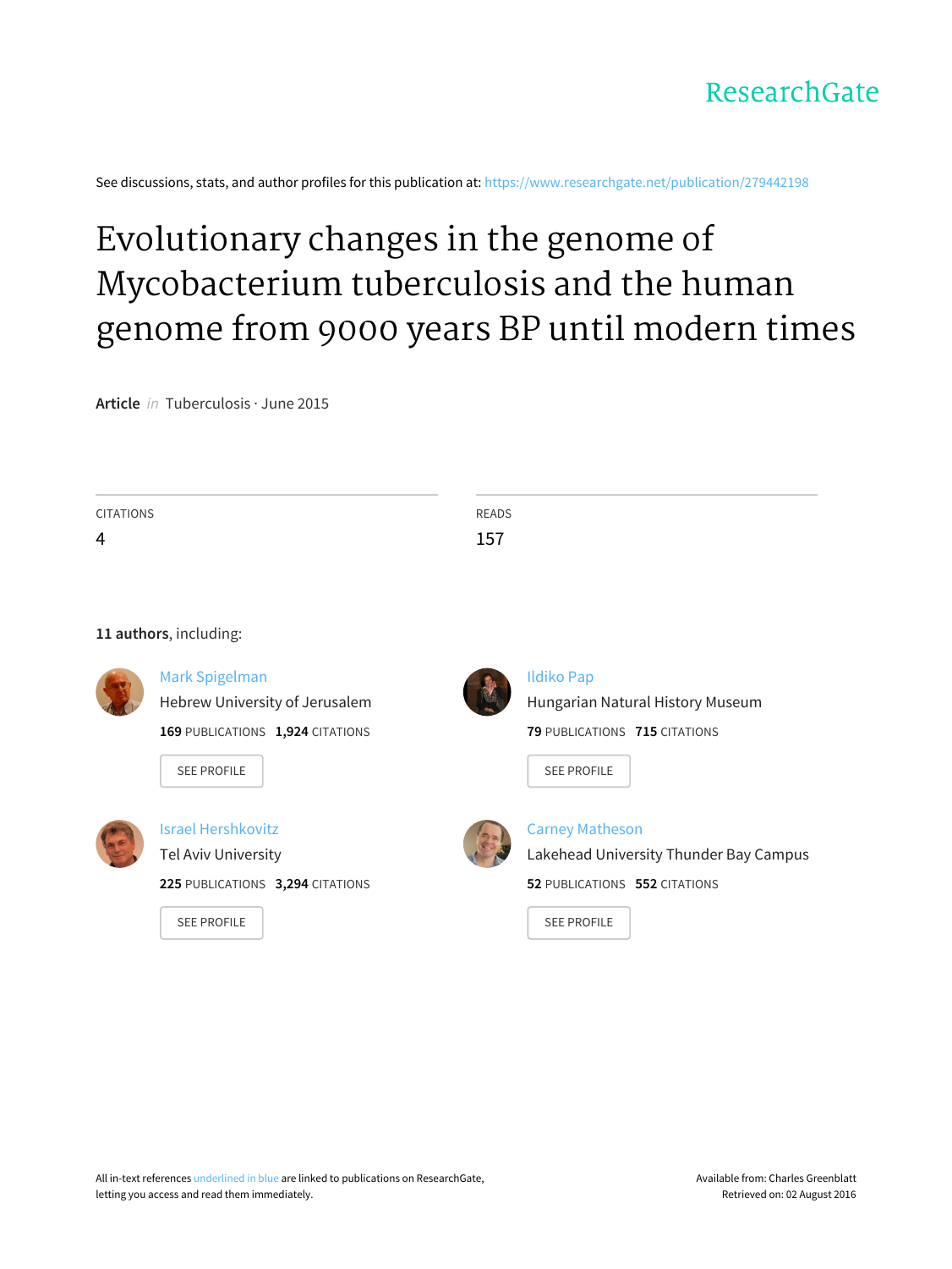ResearchGate

See discussions, stats, and author profiles for this publication at: https://www.researchgate.net/publication/279442198

# Evolutionary changes in the genome of Mycobacterium tuberculosis and the human genome from 9000 years BP until modern times

**Article** *in* Tuberculosis · June 2015

| CITATIONS | READS |
|---|---|
| 4 | 157 |

**11 authors**, including:

Mark Spigelman
Hebrew University of Jerusalem
**169** PUBLICATIONS **1,924** CITATIONS
SEE PROFILE

Ildiko Pap
Hungarian Natural History Museum
**79** PUBLICATIONS **715** CITATIONS
SEE PROFILE

Israel Hershkovitz
Tel Aviv University
**225** PUBLICATIONS **3,294** CITATIONS
SEE PROFILE

Carney Matheson
Lakehead University Thunder Bay Campus
**52** PUBLICATIONS **552** CITATIONS
SEE PROFILE

All in-text references underlined in blue are linked to publications on ResearchGate, letting you access and read them immediately.

Available from: Charles Greenblatt
Retrieved on: 02 August 2016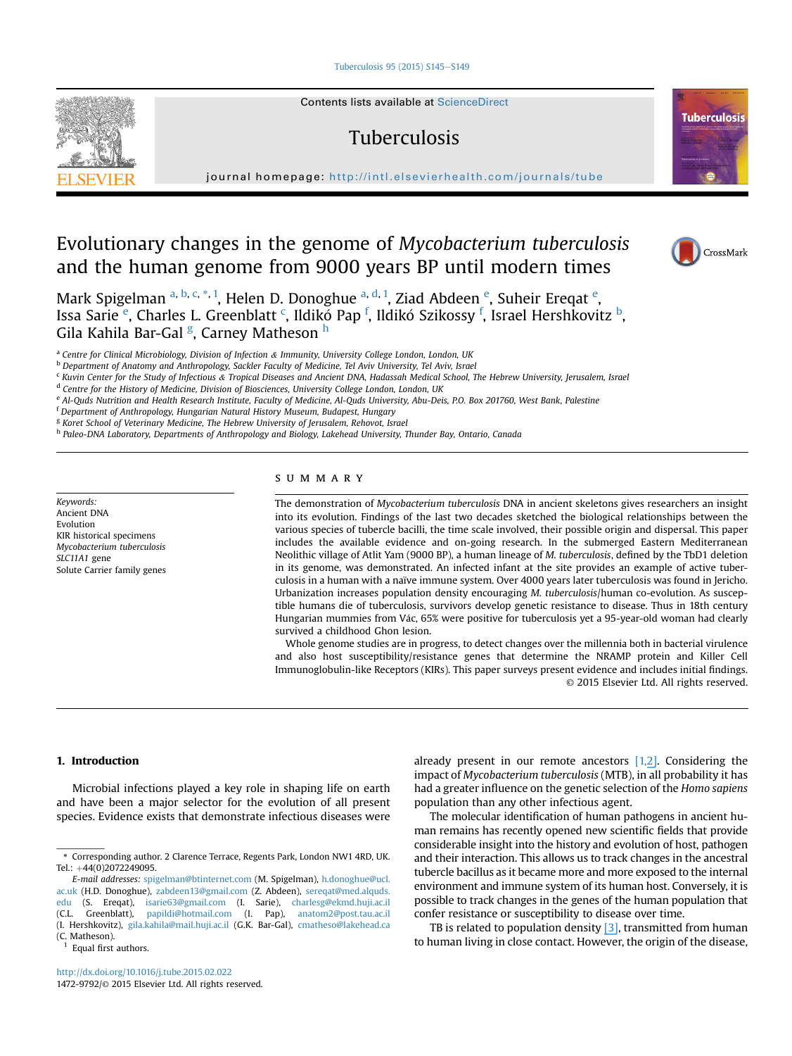# Evolutionary changes in the genome of *Mycobacterium tuberculosis* and the human genome from 9000 years BP until modern times

Mark Spigelman [a, b, c, *, 1], Helen D. Donoghue [a, d, 1], Ziad Abdeen [e], Suheir Ereqat [e], Issa Sarie [e], Charles L. Greenblatt [c], Ildikó Pap [f], Ildikó Szikossy [f], Israel Hershkovitz [b], Gila Kahila Bar-Gal [g], Carney Matheson [h]

[a] Centre for Clinical Microbiology, Division of Infection & Immunity, University College London, London, UK
[b] Department of Anatomy and Anthropology, Sackler Faculty of Medicine, Tel Aviv University, Tel Aviv, Israel
[c] Kuvin Center for the Study of Infectious & Tropical Diseases and Ancient DNA, Hadassah Medical School, The Hebrew University, Jerusalem, Israel
[d] Centre for the History of Medicine, Division of Biosciences, University College London, London, UK
[e] Al-Quds Nutrition and Health Research Institute, Faculty of Medicine, Al-Quds University, Abu-Deis, P.O. Box 201760, West Bank, Palestine
[f] Department of Anthropology, Hungarian Natural History Museum, Budapest, Hungary
[g] Koret School of Veterinary Medicine, The Hebrew University of Jerusalem, Rehovot, Israel
[h] Paleo-DNA Laboratory, Departments of Anthropology and Biology, Lakehead University, Thunder Bay, Ontario, Canada

*Keywords:*
Ancient DNA
Evolution
KIR historical specimens
*Mycobacterium tuberculosis*
*SLC11A1* gene
Solute Carrier family genes

## SUMMARY

The demonstration of *Mycobacterium tuberculosis* DNA in ancient skeletons gives researchers an insight into its evolution. Findings of the last two decades sketched the biological relationships between the various species of tubercle bacilli, the time scale involved, their possible origin and dispersal. This paper includes the available evidence and on-going research. In the submerged Eastern Mediterranean Neolithic village of Atlit Yam (9000 BP), a human lineage of *M. tuberculosis*, defined by the TbD1 deletion in its genome, was demonstrated. An infected infant at the site provides an example of active tuberculosis in a human with a naïve immune system. Over 4000 years later tuberculosis was found in Jericho. Urbanization increases population density encouraging *M. tuberculosis*/human co-evolution. As susceptible humans die of tuberculosis, survivors develop genetic resistance to disease. Thus in 18th century Hungarian mummies from Vác, 65% were positive for tuberculosis yet a 95-year-old woman had clearly survived a childhood Ghon lesion.

Whole genome studies are in progress, to detect changes over the millennia both in bacterial virulence and also host susceptibility/resistance genes that determine the NRAMP protein and Killer Cell Immunoglobulin-like Receptors (KIRs). This paper surveys present evidence and includes initial findings.

© 2015 Elsevier Ltd. All rights reserved.

## 1. Introduction

Microbial infections played a key role in shaping life on earth and have been a major selector for the evolution of all present species. Evidence exists that demonstrate infectious diseases were already present in our remote ancestors [1,2]. Considering the impact of *Mycobacterium tuberculosis* (MTB), in all probability it has had a greater influence on the genetic selection of the *Homo sapiens* population than any other infectious agent.

The molecular identification of human pathogens in ancient human remains has recently opened new scientific fields that provide considerable insight into the history and evolution of host, pathogen and their interaction. This allows us to track changes in the ancestral tubercle bacillus as it became more and more exposed to the internal environment and immune system of its human host. Conversely, it is possible to track changes in the genes of the human population that confer resistance or susceptibility to disease over time.

TB is related to population density [3], transmitted from human to human living in close contact. However, the origin of the disease,

\* Corresponding author. 2 Clarence Terrace, Regents Park, London NW1 4RD, UK. Tel.: +44(0)2072249095.

*E-mail addresses:* spigelman@btinternet.com (M. Spigelman), h.donoghue@ucl.ac.uk (H.D. Donoghue), zabdeen13@gmail.com (Z. Abdeen), sereqat@med.alquds.edu (S. Ereqat), isarie63@gmail.com (I. Sarie), charlesg@ekmd.huji.ac.il (C.L. Greenblatt), papildi@hotmail.com (I. Pap), anatom2@post.tau.ac.il (I. Hershkovitz), gila.kahila@mail.huji.ac.il (G.K. Bar-Gal), cmatheso@lakehead.ca (C. Matheson).

[1] Equal first authors.

http://dx.doi.org/10.1016/j.tube.2015.02.022
1472-9792/© 2015 Elsevier Ltd. All rights reserved.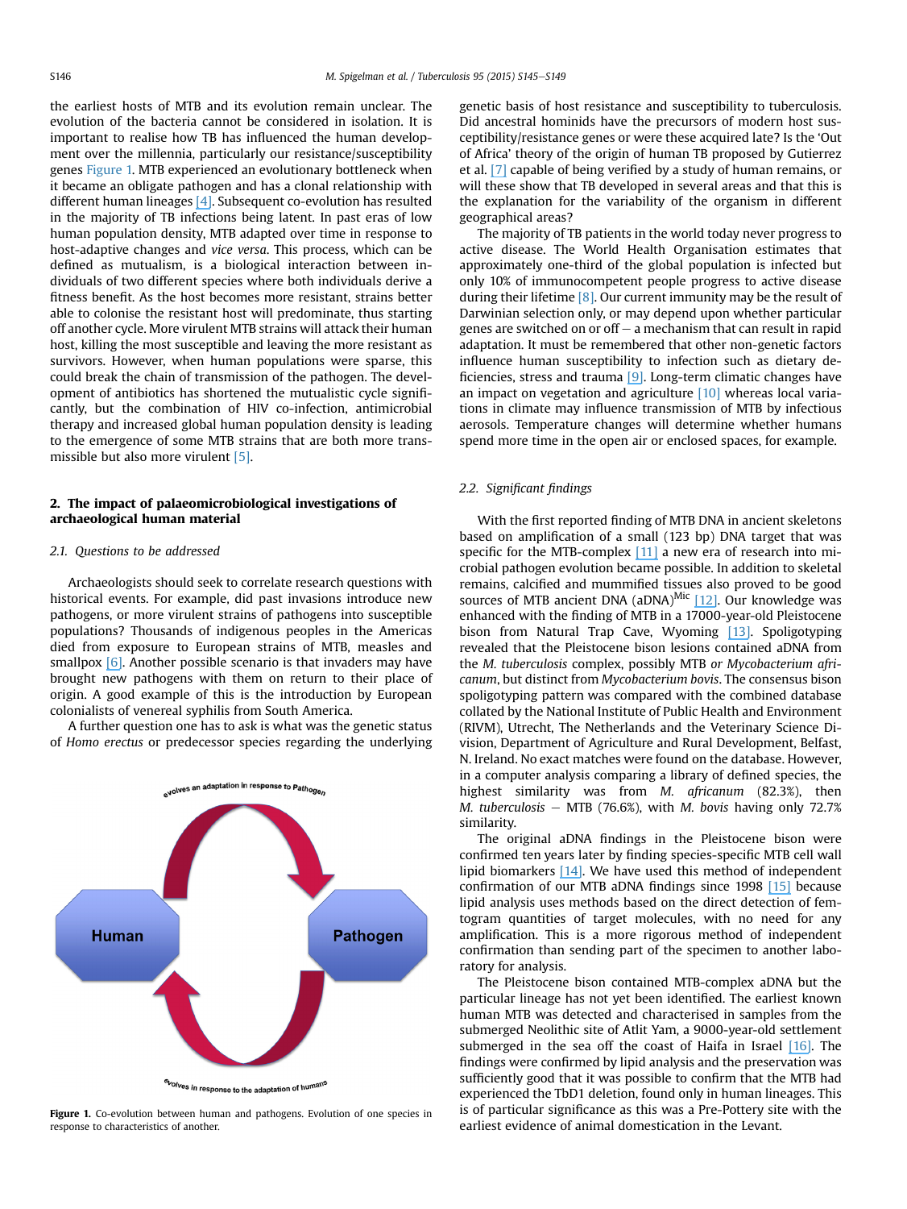the earliest hosts of MTB and its evolution remain unclear. The evolution of the bacteria cannot be considered in isolation. It is important to realise how TB has influenced the human development over the millennia, particularly our resistance/susceptibility genes Figure 1. MTB experienced an evolutionary bottleneck when it became an obligate pathogen and has a clonal relationship with different human lineages [4]. Subsequent co-evolution has resulted in the majority of TB infections being latent. In past eras of low human population density, MTB adapted over time in response to host-adaptive changes and *vice versa*. This process, which can be defined as mutualism, is a biological interaction between individuals of two different species where both individuals derive a fitness benefit. As the host becomes more resistant, strains better able to colonise the resistant host will predominate, thus starting off another cycle. More virulent MTB strains will attack their human host, killing the most susceptible and leaving the more resistant as survivors. However, when human populations were sparse, this could break the chain of transmission of the pathogen. The development of antibiotics has shortened the mutualistic cycle significantly, but the combination of HIV co-infection, antimicrobial therapy and increased global human population density is leading to the emergence of some MTB strains that are both more transmissible but also more virulent [5].

## 2. The impact of palaeomicrobiological investigations of archaeological human material

### 2.1. Questions to be addressed

Archaeologists should seek to correlate research questions with historical events. For example, did past invasions introduce new pathogens, or more virulent strains of pathogens into susceptible populations? Thousands of indigenous peoples in the Americas died from exposure to European strains of MTB, measles and smallpox [6]. Another possible scenario is that invaders may have brought new pathogens with them on return to their place of origin. A good example of this is the introduction by European colonialists of venereal syphilis from South America.

A further question one has to ask is what was the genetic status of *Homo erectus* or predecessor species regarding the underlying

Human
Pathogen
evolves an adaptation in response to Pathogen
evolves in response to the adaptation of humans

**Figure 1.** Co-evolution between human and pathogens. Evolution of one species in response to characteristics of another.

genetic basis of host resistance and susceptibility to tuberculosis. Did ancestral hominids have the precursors of modern host susceptibility/resistance genes or were these acquired late? Is the 'Out of Africa' theory of the origin of human TB proposed by Gutierrez et al. [7] capable of being verified by a study of human remains, or will these show that TB developed in several areas and that this is the explanation for the variability of the organism in different geographical areas?

The majority of TB patients in the world today never progress to active disease. The World Health Organisation estimates that approximately one-third of the global population is infected but only 10% of immunocompetent people progress to active disease during their lifetime [8]. Our current immunity may be the result of Darwinian selection only, or may depend upon whether particular genes are switched on or off — a mechanism that can result in rapid adaptation. It must be remembered that other non-genetic factors influence human susceptibility to infection such as dietary deficiencies, stress and trauma [9]. Long-term climatic changes have an impact on vegetation and agriculture [10] whereas local variations in climate may influence transmission of MTB by infectious aerosols. Temperature changes will determine whether humans spend more time in the open air or enclosed spaces, for example.

### 2.2. Significant findings

With the first reported finding of MTB DNA in ancient skeletons based on amplification of a small (123 bp) DNA target that was specific for the MTB-complex [11] a new era of research into microbial pathogen evolution became possible. In addition to skeletal remains, calcified and mummified tissues also proved to be good sources of MTB ancient DNA (aDNA)[Mic] [12]. Our knowledge was enhanced with the finding of MTB in a 17000-year-old Pleistocene bison from Natural Trap Cave, Wyoming [13]. Spoligotyping revealed that the Pleistocene bison lesions contained aDNA from the *M. tuberculosis* complex, possibly MTB *or Mycobacterium africanum*, but distinct from *Mycobacterium bovis*. The consensus bison spoligotyping pattern was compared with the combined database collated by the National Institute of Public Health and Environment (RIVM), Utrecht, The Netherlands and the Veterinary Science Division, Department of Agriculture and Rural Development, Belfast, N. Ireland. No exact matches were found on the database. However, in a computer analysis comparing a library of defined species, the highest similarity was from *M. africanum* (82.3%), then *M. tuberculosis* — MTB (76.6%), with *M. bovis* having only 72.7% similarity.

The original aDNA findings in the Pleistocene bison were confirmed ten years later by finding species-specific MTB cell wall lipid biomarkers [14]. We have used this method of independent confirmation of our MTB aDNA findings since 1998 [15] because lipid analysis uses methods based on the direct detection of femtogram quantities of target molecules, with no need for any amplification. This is a more rigorous method of independent confirmation than sending part of the specimen to another laboratory for analysis.

The Pleistocene bison contained MTB-complex aDNA but the particular lineage has not yet been identified. The earliest known human MTB was detected and characterised in samples from the submerged Neolithic site of Atlit Yam, a 9000-year-old settlement submerged in the sea off the coast of Haifa in Israel [16]. The findings were confirmed by lipid analysis and the preservation was sufficiently good that it was possible to confirm that the MTB had experienced the TbD1 deletion, found only in human lineages. This is of particular significance as this was a Pre-Pottery site with the earliest evidence of animal domestication in the Levant.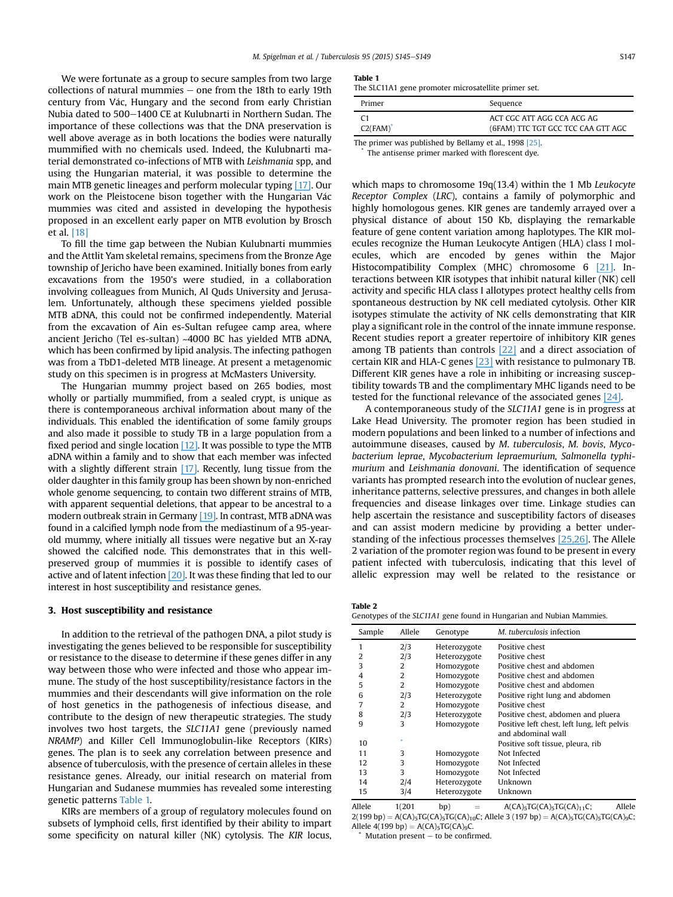We were fortunate as a group to secure samples from two large collections of natural mummies – one from the 18th to early 19th century from Vác, Hungary and the second from early Christian Nubia dated to 500–1400 CE at Kulubnarti in Northern Sudan. The importance of these collections was that the DNA preservation is well above average as in both locations the bodies were naturally mummified with no chemicals used. Indeed, the Kulubnarti material demonstrated co-infections of MTB with *Leishmania* spp, and using the Hungarian material, it was possible to determine the main MTB genetic lineages and perform molecular typing [17]. Our work on the Pleistocene bison together with the Hungarian Vác mummies was cited and assisted in developing the hypothesis proposed in an excellent early paper on MTB evolution by Brosch et al. [18]

To fill the time gap between the Nubian Kulubnarti mummies and the Atlit Yam skeletal remains, specimens from the Bronze Age township of Jericho have been examined. Initially bones from early excavations from the 1950's were studied, in a collaboration involving colleagues from Munich, Al Quds University and Jerusalem. Unfortunately, although these specimens yielded possible MTB aDNA, this could not be confirmed independently. Material from the excavation of Ain es-Sultan refugee camp area, where ancient Jericho (Tel es-sultan) ~4000 BC has yielded MTB aDNA, which has been confirmed by lipid analysis. The infecting pathogen was from a TbD1-deleted MTB lineage. At present a metagenomic study on this specimen is in progress at McMasters University.

The Hungarian mummy project based on 265 bodies, most wholly or partially mummified, from a sealed crypt, is unique as there is contemporaneous archival information about many of the individuals. This enabled the identification of some family groups and also made it possible to study TB in a large population from a fixed period and single location [12]. It was possible to type the MTB aDNA within a family and to show that each member was infected with a slightly different strain [17]. Recently, lung tissue from the older daughter in this family group has been shown by non-enriched whole genome sequencing, to contain two different strains of MTB, with apparent sequential deletions, that appear to be ancestral to a modern outbreak strain in Germany [19]. In contrast, MTB aDNA was found in a calcified lymph node from the mediastinum of a 95-year-old mummy, where initially all tissues were negative but an X-ray showed the calcified node. This demonstrates that in this well-preserved group of mummies it is possible to identify cases of active and of latent infection [20]. It was these finding that led to our interest in host susceptibility and resistance genes.

## 3. Host susceptibility and resistance

In addition to the retrieval of the pathogen DNA, a pilot study is investigating the genes believed to be responsible for susceptibility or resistance to the disease to determine if these genes differ in any way between those who were infected and those who appear immune. The study of the host susceptibility/resistance factors in the mummies and their descendants will give information on the role of host genetics in the pathogenesis of infectious disease, and contribute to the design of new therapeutic strategies. The study involves two host targets, the *SLC11A1* gene (previously named *NRAMP*) and Killer Cell Immunoglobulin-like Receptors (KIRs) genes. The plan is to seek any correlation between presence and absence of tuberculosis, with the presence of certain alleles in these resistance genes. Already, our initial research on material from Hungarian and Sudanese mummies has revealed some interesting genetic patterns Table 1.

KIRs are members of a group of regulatory molecules found on subsets of lymphoid cells, first identified by their ability to impart some specificity on natural killer (NK) cytolysis. The *KIR* locus, which maps to chromosome 19q(13.4) within the 1 Mb *Leukocyte Receptor Complex* (*LRC*), contains a family of polymorphic and highly homologous genes. KIR genes are tandemly arrayed over a physical distance of about 150 Kb, displaying the remarkable feature of gene content variation among haplotypes. The KIR molecules recognize the Human Leukocyte Antigen (HLA) class I molecules, which are encoded by genes within the Major Histocompatibility Complex (MHC) chromosome 6 [21]. Interactions between KIR isotypes that inhibit natural killer (NK) cell activity and specific HLA class I allotypes protect healthy cells from spontaneous destruction by NK cell mediated cytolysis. Other KIR isotypes stimulate the activity of NK cells demonstrating that KIR play a significant role in the control of the innate immune response. Recent studies report a greater repertoire of inhibitory KIR genes among TB patients than controls [22] and a direct association of certain KIR and HLA-C genes [23] with resistance to pulmonary TB. Different KIR genes have a role in inhibiting or increasing susceptibility towards TB and the complimentary MHC ligands need to be tested for the functional relevance of the associated genes [24].

A contemporaneous study of the *SLC11A1* gene is in progress at Lake Head University. The promoter region has been studied in modern populations and been linked to a number of infections and autoimmune diseases, caused by *M. tuberculosis*, *M. bovis*, *Mycobacterium leprae*, *Mycobacterium lepraemurium*, *Salmonella typhimurium* and *Leishmania donovani*. The identification of sequence variants has prompted research into the evolution of nuclear genes, inheritance patterns, selective pressures, and changes in both allele frequencies and disease linkages over time. Linkage studies can help ascertain the resistance and susceptibility factors of diseases and can assist modern medicine by providing a better understanding of the infectious processes themselves [25,26]. The Allele 2 variation of the promoter region was found to be present in every patient infected with tuberculosis, indicating that this level of allelic expression may well be related to the resistance or

**Table 1**
The SLC11A1 gene promoter microsatellite primer set.

| Primer | Sequence |
|---|---|
| C1 | ACT CGC ATT AGG CCA ACG AG |
| C2(FAM)* | (6FAM) TTC TGT GCC TCC CAA GTT AGC |

The primer was published by Bellamy et al., 1998 [25].
* The antisense primer marked with florescent dye.

**Table 2**
Genotypes of the *SLC11A1* gene found in Hungarian and Nubian Mammies.

| Sample | Allele | Genotype | *M. tuberculosis* infection |
|---|---|---|---|
| 1 | 2/3 | Heterozygote | Positive chest |
| 2 | 2/3 | Heterozygote | Positive chest |
| 3 | 2 | Homozygote | Positive chest and abdomen |
| 4 | 2 | Homozygote | Positive chest and abdomen |
| 5 | 2 | Homozygote | Positive chest and abdomen |
| 6 | 2/3 | Heterozygote | Positive right lung and abdomen |
| 7 | 2 | Homozygote | Positive chest |
| 8 | 2/3 | Heterozygote | Positive chest, abdomen and pluera |
| 9 | 3 | Homozygote | Positive left chest, left lung, left pelvis and abdominal wall |
| 10 | * | | Positive soft tissue, pleura, rib |
| 11 | 3 | Homozygote | Not Infected |
| 12 | 3 | Homozygote | Not Infected |
| 13 | 3 | Homozygote | Not Infected |
| 14 | 2/4 | Heterozygote | Unknown |
| 15 | 3/4 | Heterozygote | Unknown |

Allele 1(201 bp) = $A(CA)_5TG(CA)_5TG(CA)_{11}C$; Allele 2(199 bp) = $A(CA)_5TG(CA)_5TG(CA)_{10}C$; Allele 3 (197 bp) = $A(CA)_5TG(CA)_5TG(CA)_9C$; Allele 4(199 bp) = $A(CA)_5TG(CA)_9C$.
* Mutation present – to be confirmed.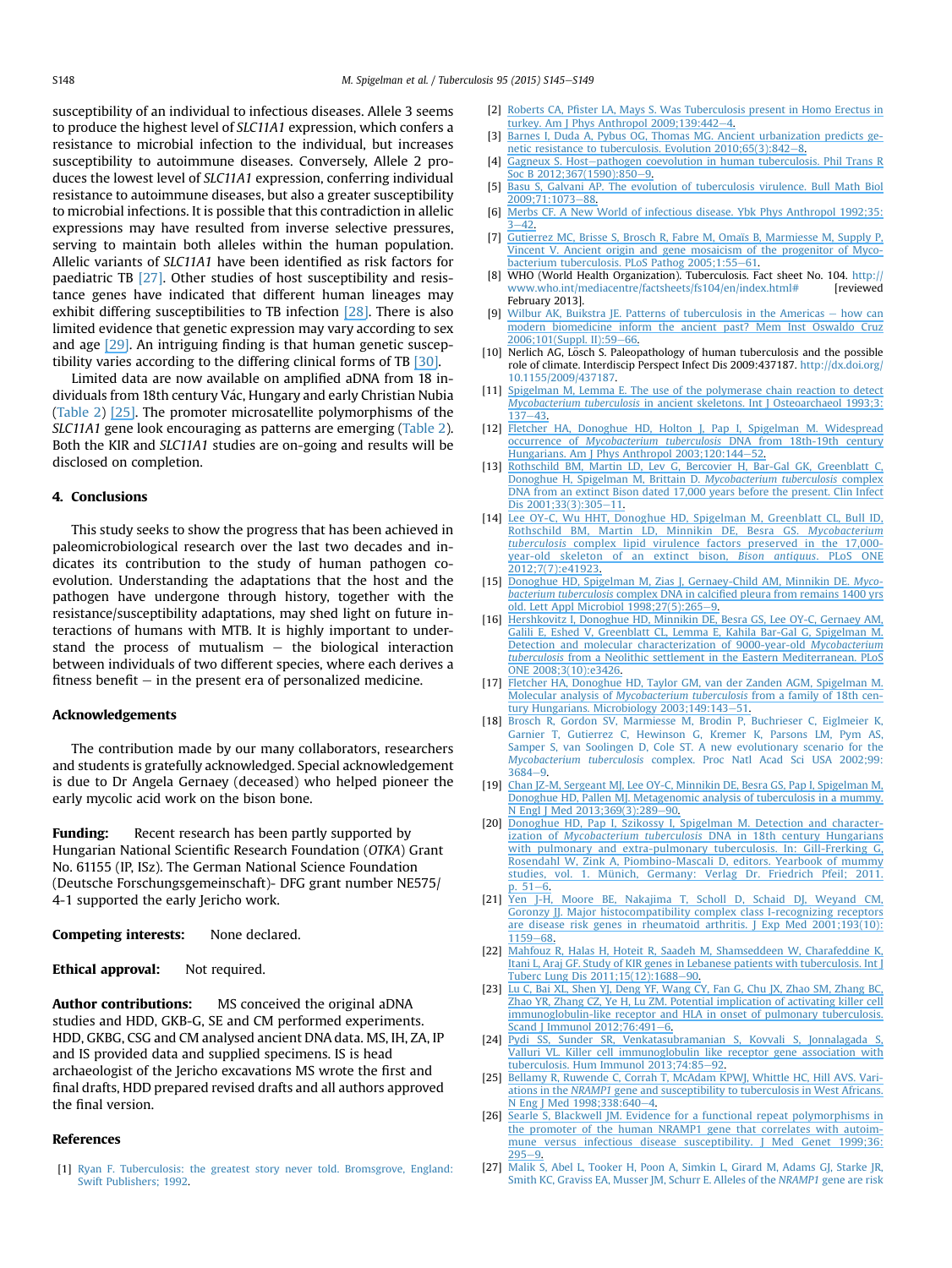susceptibility of an individual to infectious diseases. Allele 3 seems to produce the highest level of *SLC11A1* expression, which confers a resistance to microbial infection to the individual, but increases susceptibility to autoimmune diseases. Conversely, Allele 2 produces the lowest level of *SLC11A1* expression, conferring individual resistance to autoimmune diseases, but also a greater susceptibility to microbial infections. It is possible that this contradiction in allelic expressions may have resulted from inverse selective pressures, serving to maintain both alleles within the human population. Allelic variants of *SLC11A1* have been identified as risk factors for paediatric TB [27]. Other studies of host susceptibility and resistance genes have indicated that different human lineages may exhibit differing susceptibilities to TB infection [28]. There is also limited evidence that genetic expression may vary according to sex and age [29]. An intriguing finding is that human genetic susceptibility varies according to the differing clinical forms of TB [30].

Limited data are now available on amplified aDNA from 18 individuals from 18th century Vác, Hungary and early Christian Nubia (Table 2) [25]. The promoter microsatellite polymorphisms of the *SLC11A1* gene look encouraging as patterns are emerging (Table 2). Both the KIR and *SLC11A1* studies are on-going and results will be disclosed on completion.

## 4. Conclusions

This study seeks to show the progress that has been achieved in paleomicrobiological research over the last two decades and indicates its contribution to the study of human pathogen co-evolution. Understanding the adaptations that the host and the pathogen have undergone through history, together with the resistance/susceptibility adaptations, may shed light on future interactions of humans with MTB. It is highly important to understand the process of mutualism — the biological interaction between individuals of two different species, where each derives a fitness benefit — in the present era of personalized medicine.

## Acknowledgements

The contribution made by our many collaborators, researchers and students is gratefully acknowledged. Special acknowledgement is due to Dr Angela Gernaey (deceased) who helped pioneer the early mycolic acid work on the bison bone.

**Funding:** Recent research has been partly supported by Hungarian National Scientific Research Foundation (*OTKA*) Grant No. 61155 (IP, ISz). The German National Science Foundation (Deutsche Forschungsgemeinschaft)- DFG grant number NE575/4-1 supported the early Jericho work.

**Competing interests:** None declared.

**Ethical approval:** Not required.

**Author contributions:** MS conceived the original aDNA studies and HDD, GKB-G, SE and CM performed experiments. HDD, GKBG, CSG and CM analysed ancient DNA data. MS, IH, ZA, IP and IS provided data and supplied specimens. IS is head archaeologist of the Jericho excavations MS wrote the first and final drafts, HDD prepared revised drafts and all authors approved the final version.

## References

[1] Ryan F. Tuberculosis: the greatest story never told. Bromsgrove, England: Swift Publishers; 1992.

[2] Roberts CA, Pfister LA, Mays S. Was Tuberculosis present in Homo Erectus in turkey. Am J Phys Anthropol 2009;139:442–4.

[3] Barnes I, Duda A, Pybus OG, Thomas MG. Ancient urbanization predicts genetic resistance to tuberculosis. Evolution 2010;65(3):842–8.

[4] Gagneux S. Host–pathogen coevolution in human tuberculosis. Phil Trans R Soc B 2012;367(1590):850–9.

[5] Basu S, Galvani AP. The evolution of tuberculosis virulence. Bull Math Biol 2009;71:1073–88.

[6] Merbs CF. A New World of infectious disease. Ybk Phys Anthropol 1992;35:3–42.

[7] Gutierrez MC, Brisse S, Brosch R, Fabre M, Omaïs B, Marmiesse M, Supply P, Vincent V. Ancient origin and gene mosaicism of the progenitor of Mycobacterium tuberculosis. PLoS Pathog 2005;1:55–61.

[8] WHO (World Health Organization). Tuberculosis. Fact sheet No. 104. http://www.who.int/mediacentre/factsheets/fs104/en/index.html# [reviewed February 2013].

[9] Wilbur AK, Buikstra JE. Patterns of tuberculosis in the Americas — how can modern biomedicine inform the ancient past? Mem Inst Oswaldo Cruz 2006;101(Suppl. II):59–66.

[10] Nerlich AG, Lösch S. Paleopathology of human tuberculosis and the possible role of climate. Interdiscip Perspect Infect Dis 2009:437187. http://dx.doi.org/10.1155/2009/437187.

[11] Spigelman M, Lemma E. The use of the polymerase chain reaction to detect *Mycobacterium tuberculosis* in ancient skeletons. Int J Osteoarchaeol 1993;3:137–43.

[12] Fletcher HA, Donoghue HD, Holton J, Pap I, Spigelman M. Widespread occurrence of *Mycobacterium tuberculosis* DNA from 18th-19th century Hungarians. Am J Phys Anthropol 2003;120:144–52.

[13] Rothschild BM, Martin LD, Lev G, Bercovier H, Bar-Gal GK, Greenblatt C, Donoghue H, Spigelman M, Brittain D. *Mycobacterium tuberculosis* complex DNA from an extinct Bison dated 17,000 years before the present. Clin Infect Dis 2001;33(3):305–11.

[14] Lee OY-C, Wu HHT, Donoghue HD, Spigelman M, Greenblatt CL, Bull ID, Rothschild BM, Martin LD, Minnikin DE, Besra GS. *Mycobacterium tuberculosis* complex lipid virulence factors preserved in the 17,000-year-old skeleton of an extinct bison, *Bison antiquus*. PLoS ONE 2012;7(7):e41923.

[15] Donoghue HD, Spigelman M, Zias J, Gernaey-Child AM, Minnikin DE. *Mycobacterium tuberculosis* complex DNA in calcified pleura from remains 1400 yrs old. Lett Appl Microbiol 1998;27(5):265–9.

[16] Hershkovitz I, Donoghue HD, Minnikin DE, Besra GS, Lee OY-C, Gernaey AM, Galili E, Eshed V, Greenblatt CL, Lemma E, Kahila Bar-Gal G, Spigelman M. Detection and molecular characterization of 9000-year-old *Mycobacterium tuberculosis* from a Neolithic settlement in the Eastern Mediterranean. PLoS ONE 2008;3(10):e3426.

[17] Fletcher HA, Donoghue HD, Taylor GM, van der Zanden AGM, Spigelman M. Molecular analysis of *Mycobacterium tuberculosis* from a family of 18th century Hungarians. Microbiology 2003;149:143–51.

[18] Brosch R, Gordon SV, Marmiesse M, Brodin P, Buchrieser C, Eiglmeier K, Garnier T, Gutierrez C, Hewinson G, Kremer K, Parsons LM, Pym AS, Samper S, van Soolingen D, Cole ST. A new evolutionary scenario for the *Mycobacterium tuberculosis* complex. Proc Natl Acad Sci USA 2002;99:3684–9.

[19] Chan JZ-M, Sergeant MJ, Lee OY-C, Minnikin DE, Besra GS, Pap I, Spigelman M, Donoghue HD, Pallen MJ. Metagenomic analysis of tuberculosis in a mummy. N Engl J Med 2013;369(3):289–90.

[20] Donoghue HD, Pap I, Szikossy I, Spigelman M. Detection and characterization of *Mycobacterium tuberculosis* DNA in 18th century Hungarians with pulmonary and extra-pulmonary tuberculosis. In: Gill-Frerking G, Rosendahl W, Zink A, Piombino-Mascali D, editors. Yearbook of mummy studies, vol. 1. Münich, Germany: Verlag Dr. Friedrich Pfeil; 2011. p. 51–6.

[21] Yen J-H, Moore BE, Nakajima T, Scholl D, Schaid DJ, Weyand CM, Goronzy JJ. Major histocompatibility complex class I-recognizing receptors are disease risk genes in rheumatoid arthritis. J Exp Med 2001;193(10):1159–68.

[22] Mahfouz R, Halas H, Hoteit R, Saadeh M, Shamseddeen W, Charafeddine K, Itani L, Araj GF. Study of KIR genes in Lebanese patients with tuberculosis. Int J Tuberc Lung Dis 2011;15(12):1688–90.

[23] Lu C, Bai XL, Shen YJ, Deng YF, Wang CY, Fan G, Chu JX, Zhao SM, Zhang BC, Zhao YR, Zhang CZ, Ye H, Lu ZM. Potential implication of activating killer cell immunoglobulin-like receptor and HLA in onset of pulmonary tuberculosis. Scand J Immunol 2012;76:491–6.

[24] Pydi SS, Sunder SR, Venkatasubramanian S, Kovvali S, Jonnalagada S, Valluri VL. Killer cell immunoglobulin like receptor gene association with tuberculosis. Hum Immunol 2013;74:85–92.

[25] Bellamy R, Ruwende C, Corrah T, McAdam KPWJ, Whittle HC, Hill AVS. Variations in the *NRAMP1* gene and susceptibility to tuberculosis in West Africans. N Eng J Med 1998;338:640–4.

[26] Searle S, Blackwell JM. Evidence for a functional repeat polymorphisms in the promoter of the human NRAMP1 gene that correlates with autoimmune versus infectious disease susceptibility. J Med Genet 1999;36:295–9.

[27] Malik S, Abel L, Tooker H, Poon A, Simkin L, Girard M, Adams GJ, Starke JR, Smith KC, Graviss EA, Musser JM, Schurr E. Alleles of the *NRAMP1* gene are risk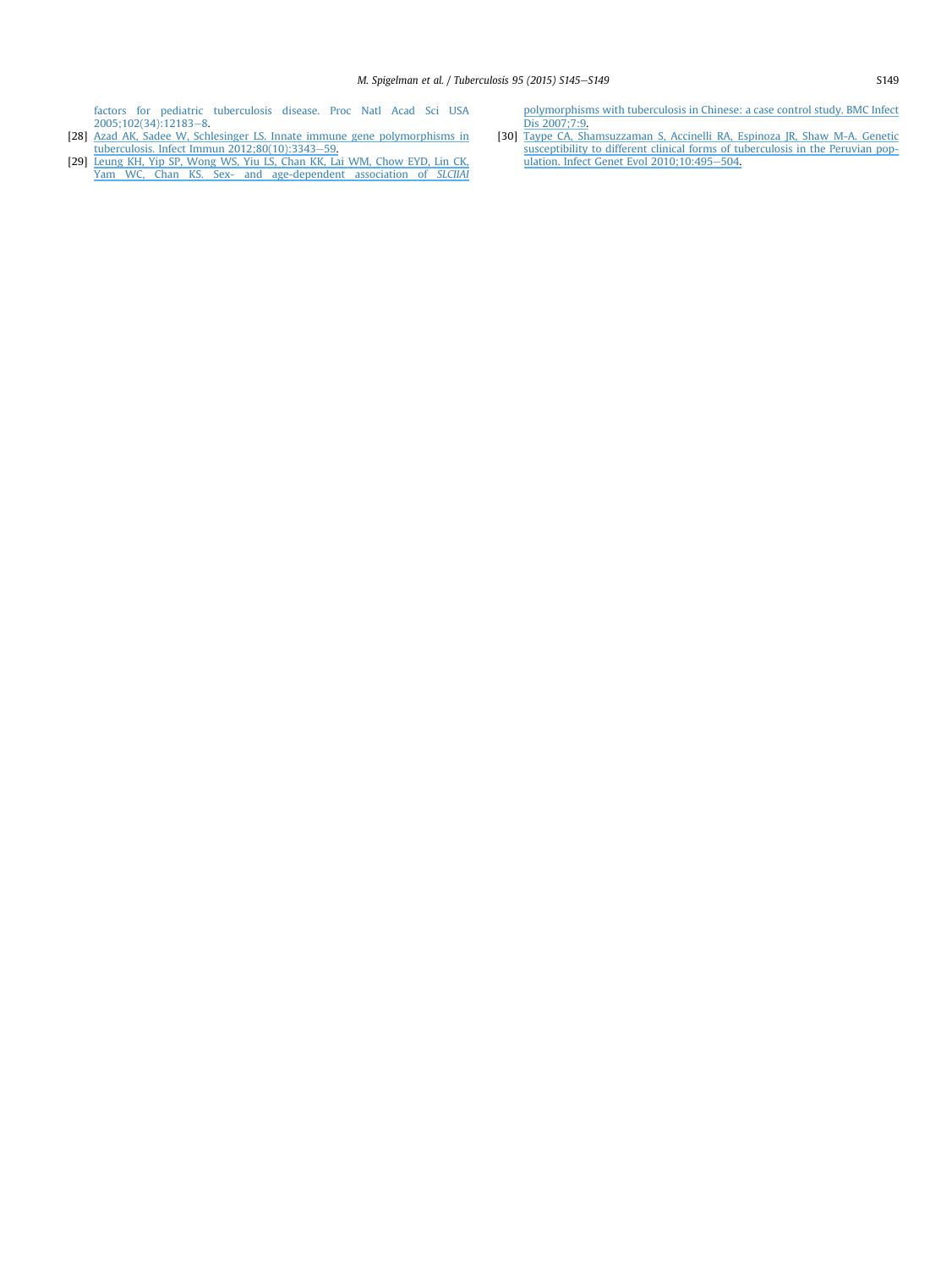factors for pediatric tuberculosis disease. Proc Natl Acad Sci USA 2005;102(34):12183–8.

[28] Azad AK, Sadee W, Schlesinger LS. Innate immune gene polymorphisms in tuberculosis. Infect Immun 2012;80(10):3343–59.

[29] Leung KH, Yip SP, Wong WS, Yiu LS, Chan KK, Lai WM, Chow EYD, Lin CK, Yam WC, Chan KS. Sex- and age-dependent association of *SLC11A1* polymorphisms with tuberculosis in Chinese: a case control study. BMC Infect Dis 2007;7:9.

[30] Taype CA, Shamsuzzaman S, Accinelli RA, Espinoza JR, Shaw M-A. Genetic susceptibility to different clinical forms of tuberculosis in the Peruvian population. Infect Genet Evol 2010;10:495–504.